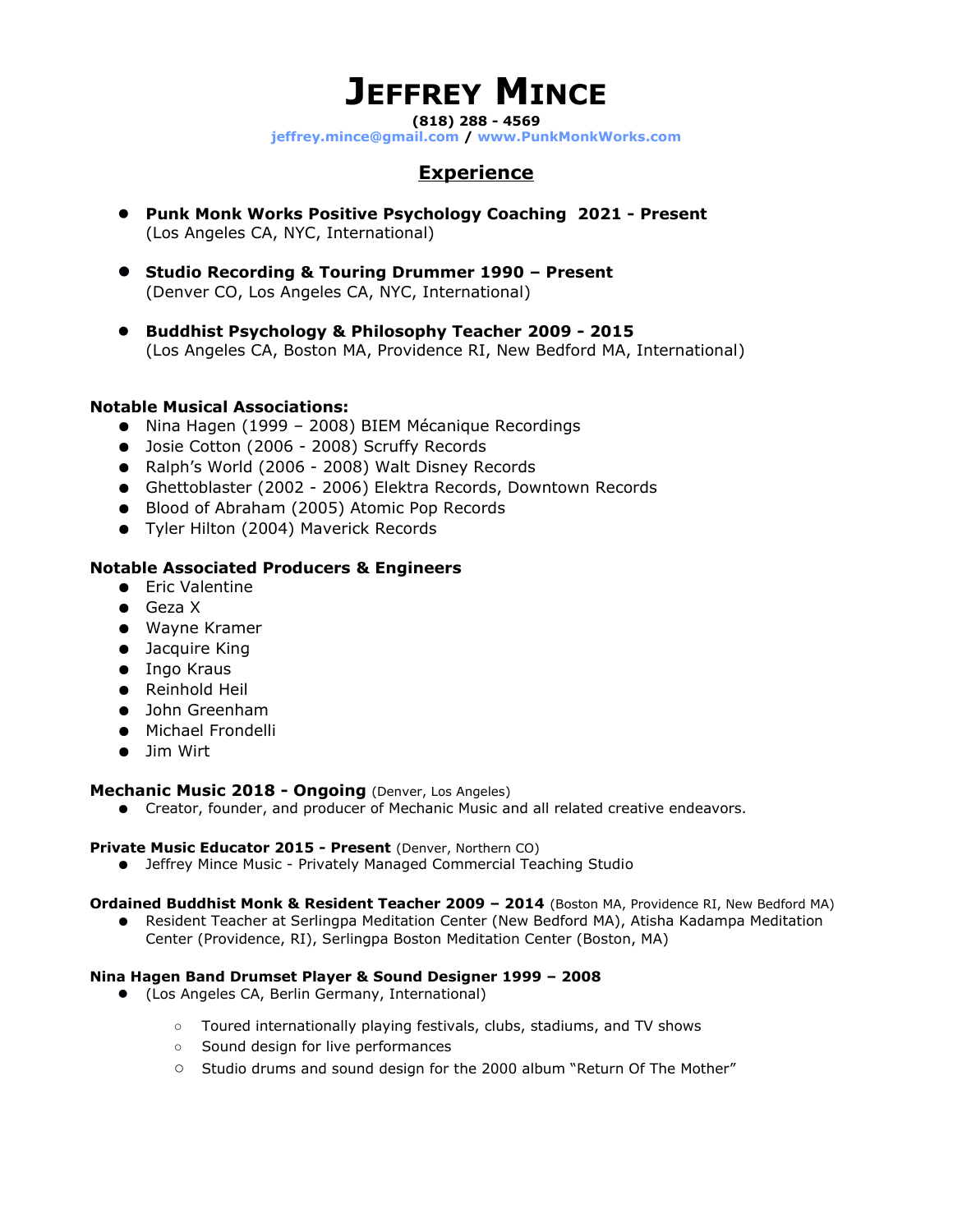# Jeffrey Mince

**(818) 288 - 4569**
**jeffrey.mince@gmail.com / www.PunkMonkWorks.com**

## Experience

- **Punk Monk Works Positive Psychology Coaching  2021 - Present**
  (Los Angeles CA, NYC, International)

- **Studio Recording & Touring Drummer 1990 – Present**
  (Denver CO, Los Angeles CA, NYC, International)

- **Buddhist Psychology & Philosophy Teacher 2009 - 2015**
  (Los Angeles CA, Boston MA, Providence RI, New Bedford MA, International)

**Notable Musical Associations:**

- Nina Hagen (1999 – 2008) BIEM Mécanique Recordings
- Josie Cotton (2006 - 2008) Scruffy Records
- Ralph's World (2006 - 2008) Walt Disney Records
- Ghettoblaster (2002 - 2006) Elektra Records, Downtown Records
- Blood of Abraham (2005) Atomic Pop Records
- Tyler Hilton (2004) Maverick Records

**Notable Associated Producers & Engineers**

- Eric Valentine
- Geza X
- Wayne Kramer
- Jacquire King
- Ingo Kraus
- Reinhold Heil
- John Greenham
- Michael Frondelli
- Jim Wirt

**Mechanic Music 2018 - Ongoing** (Denver, Los Angeles)

- Creator, founder, and producer of Mechanic Music and all related creative endeavors.

**Private Music Educator 2015 - Present** (Denver, Northern CO)

- Jeffrey Mince Music - Privately Managed Commercial Teaching Studio

**Ordained Buddhist Monk & Resident Teacher 2009 – 2014** (Boston MA, Providence RI, New Bedford MA)

- Resident Teacher at Serlingpa Meditation Center (New Bedford MA), Atisha Kadampa Meditation Center (Providence, RI), Serlingpa Boston Meditation Center (Boston, MA)

**Nina Hagen Band Drumset Player & Sound Designer 1999 – 2008**

- (Los Angeles CA, Berlin Germany, International)
  - Toured internationally playing festivals, clubs, stadiums, and TV shows
  - Sound design for live performances
  - Studio drums and sound design for the 2000 album "Return Of The Mother"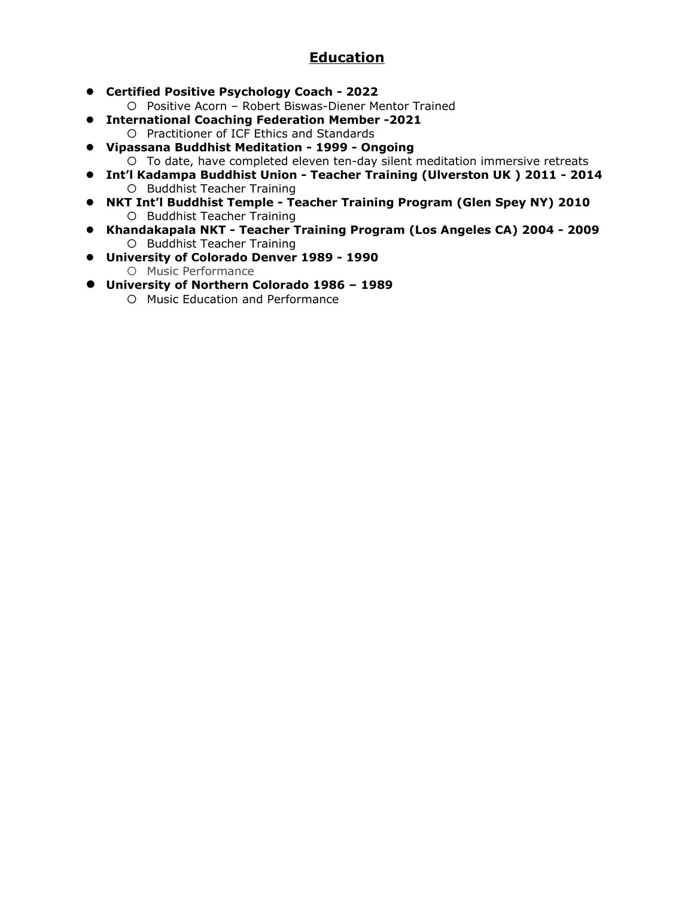## Education

- **Certified Positive Psychology Coach - 2022**
  - Positive Acorn – Robert Biswas-Diener Mentor Trained
- **International Coaching Federation Member -2021**
  - Practitioner of ICF Ethics and Standards
- **Vipassana Buddhist Meditation - 1999 - Ongoing**
  - To date, have completed eleven ten-day silent meditation immersive retreats
- **Int'l Kadampa Buddhist Union - Teacher Training (Ulverston UK ) 2011 - 2014**
  - Buddhist Teacher Training
- **NKT Int'l Buddhist Temple - Teacher Training Program (Glen Spey NY) 2010**
  - Buddhist Teacher Training
- **Khandakapala NKT - Teacher Training Program (Los Angeles CA) 2004 - 2009**
  - Buddhist Teacher Training
- **University of Colorado Denver 1989 - 1990**
  - Music Performance
- **University of Northern Colorado 1986 – 1989**
  - Music Education and Performance